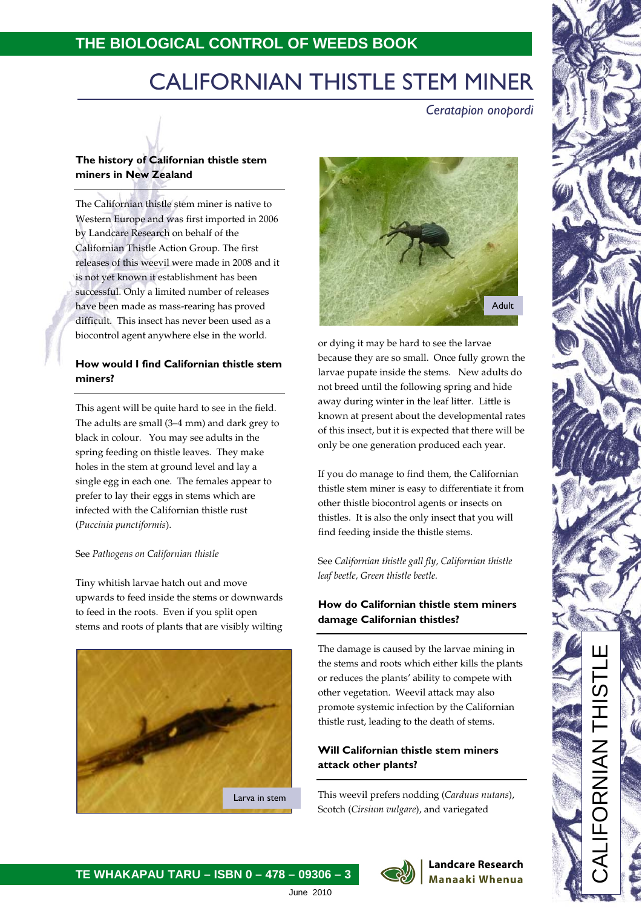THE BIOLOGICAL CONTROL OF WEEDS BOOK

# CALIFORNIAN THISTLE STEM MINER

*Ceratapion onopordi*

### The history of Californian thistle stem miners in New Zealand

The Californian thistle stem miner is native to Western Europe and was first imported in 2006 by Landcare Research on behalf of the Californian Thistle Action Group. The first releases of this weevil were made in 2008 and it is not yet known it establishment has been successful. Only a limited number of releases have been made as mass-rearing has proved difficult. This insect has never been used as a biocontrol agent anywhere else in the world.

### How would I find Californian thistle stem miners?

This agent will be quite hard to see in the field. The adults are small (3–4 mm) and dark grey to black in colour. You may see adults in the spring feeding on thistle leaves. They make holes in the stem at ground level and lay a single egg in each one. The females appear to prefer to lay their eggs in stems which are infected with the Californian thistle rust (*Puccinia punctiformis*).

See *Pathogens on Californian thistle*

Tiny whitish larvae hatch out and move upwards to feed inside the stems or downwards to feed in the roots. Even if you split open stems and roots of plants that are visibly wilting or dying it may be hard to see the larvae because they are so small. Once fully grown the larvae pupate inside the stems. New adults do not breed until the following spring and hide away during winter in the leaf litter. Little is known at present about the developmental rates of this insect, but it is expected that there will be only be one generation produced each year.

Larva in stem

Adult

If you do manage to find them, the Californian thistle stem miner is easy to differentiate it from other thistle biocontrol agents or insects on thistles. It is also the only insect that you will find feeding inside the thistle stems.

See *Californian thistle gall fly, Californian thistle leaf beetle, Green thistle beetle.*

### How do Californian thistle stem miners damage Californian thistles?

The damage is caused by the larvae mining in the stems and roots which either kills the plants or reduces the plants' ability to compete with other vegetation. Weevil attack may also promote systemic infection by the Californian thistle rust, leading to the death of stems.

### Will Californian thistle stem miners attack other plants?

This weevil prefers nodding (*Carduus nutans*), Scotch (*Cirsium vulgare*), and variegated

TE WHAKAPAU TARU – ISBN 0 – 478 – 09306 – 3

Landcare Research Manaaki Whenua

June 2010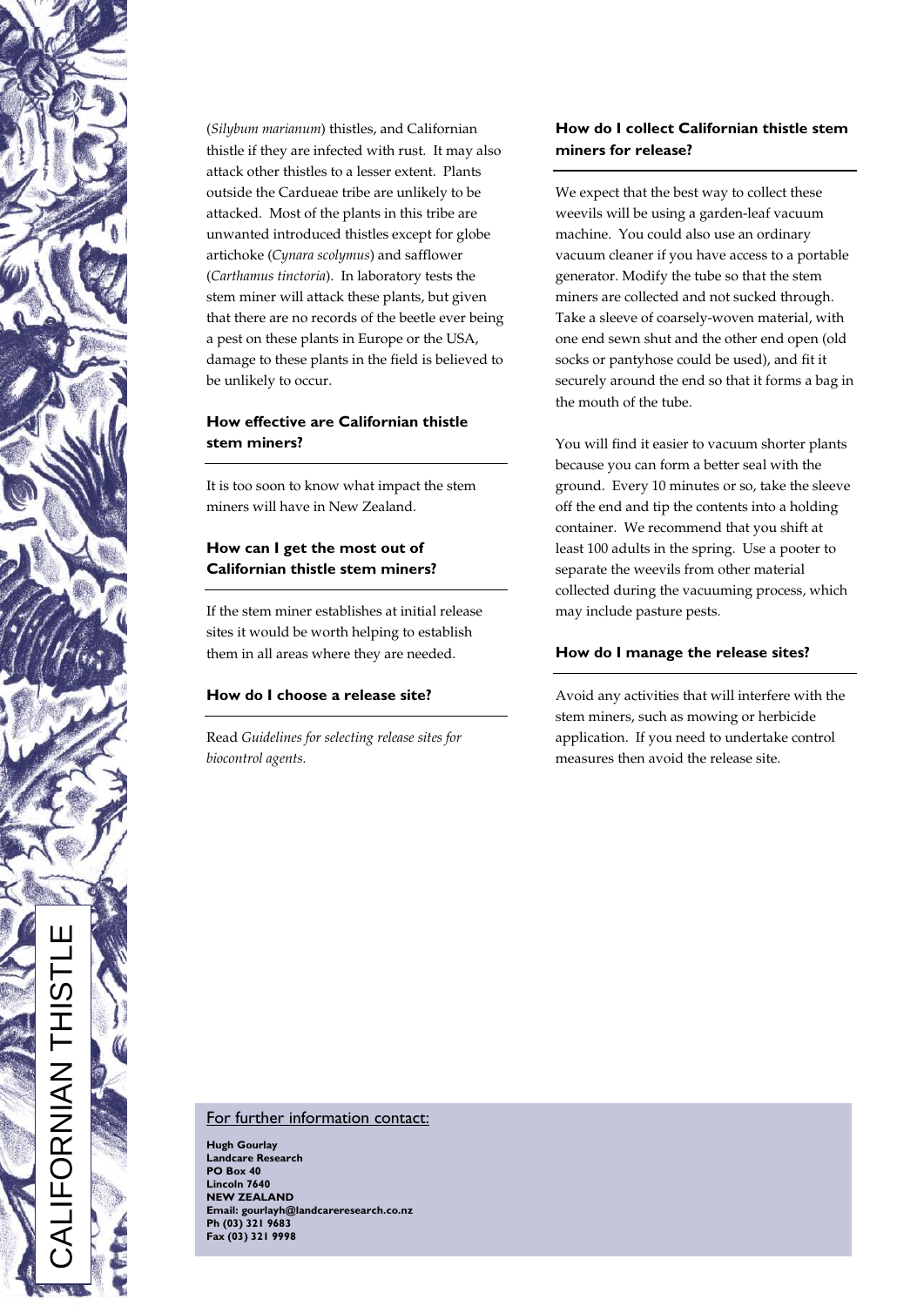(*Silybum marianum*) thistles, and Californian thistle if they are infected with rust. It may also attack other thistles to a lesser extent. Plants outside the Cardueae tribe are unlikely to be attacked. Most of the plants in this tribe are unwanted introduced thistles except for globe artichoke (*Cynara scolymus*) and safflower (*Carthamus tinctoria*). In laboratory tests the stem miner will attack these plants, but given that there are no records of the beetle ever being a pest on these plants in Europe or the USA, damage to these plants in the field is believed to be unlikely to occur.

### How effective are Californian thistle stem miners?

It is too soon to know what impact the stem miners will have in New Zealand.

### How can I get the most out of Californian thistle stem miners?

If the stem miner establishes at initial release sites it would be worth helping to establish them in all areas where they are needed.

### How do I choose a release site?

Read *Guidelines for selecting release sites for biocontrol agents.*

### How do I collect Californian thistle stem miners for release?

We expect that the best way to collect these weevils will be using a garden-leaf vacuum machine. You could also use an ordinary vacuum cleaner if you have access to a portable generator. Modify the tube so that the stem miners are collected and not sucked through. Take a sleeve of coarsely-woven material, with one end sewn shut and the other end open (old socks or pantyhose could be used), and fit it securely around the end so that it forms a bag in the mouth of the tube.

You will find it easier to vacuum shorter plants because you can form a better seal with the ground. Every 10 minutes or so, take the sleeve off the end and tip the contents into a holding container. We recommend that you shift at least 100 adults in the spring. Use a pooter to separate the weevils from other material collected during the vacuuming process, which may include pasture pests.

### How do I manage the release sites?

Avoid any activities that will interfere with the stem miners, such as mowing or herbicide application. If you need to undertake control measures then avoid the release site.

For further information contact:

**Hugh Gourlay**
**Landcare Research**
**PO Box 40**
**Lincoln 7640**
**NEW ZEALAND**
**Email: gourlayh@landcareresearch.co.nz**
**Ph (03) 321 9683**
**Fax (03) 321 9998**